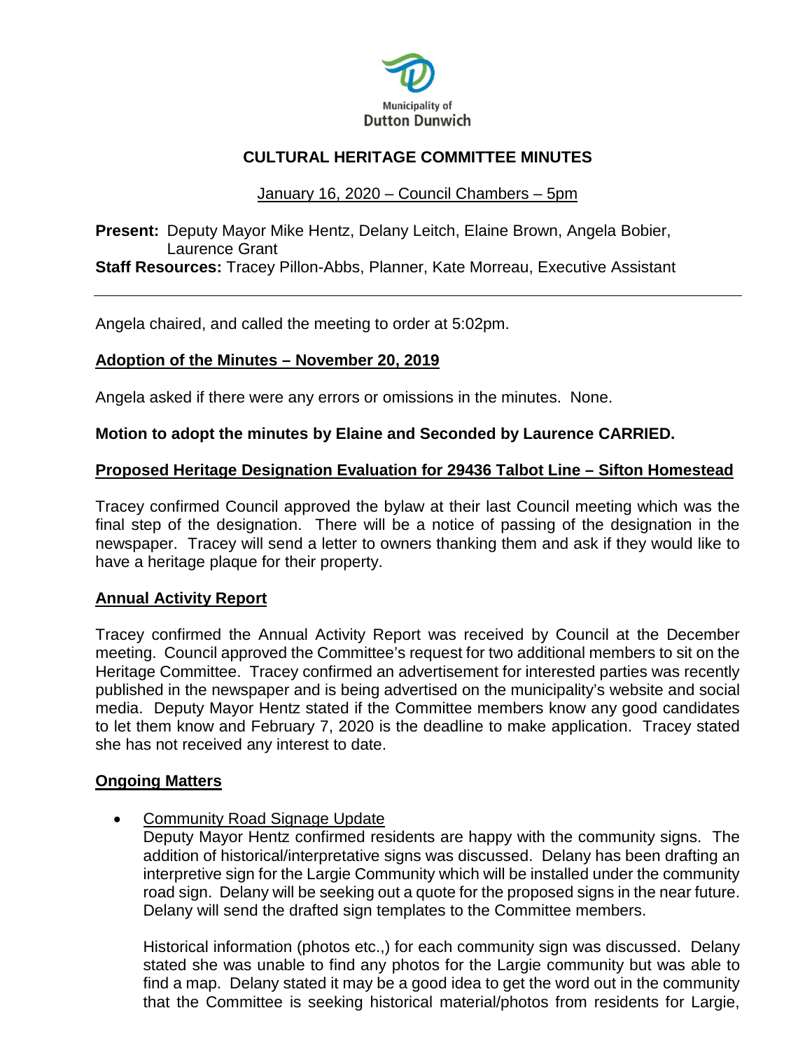Municipality of
Dutton Dunwich

# CULTURAL HERITAGE COMMITTEE MINUTES

January 16, 2020 – Council Chambers – 5pm

**Present:** Deputy Mayor Mike Hentz, Delany Leitch, Elaine Brown, Angela Bobier, Laurence Grant
**Staff Resources:** Tracey Pillon-Abbs, Planner, Kate Morreau, Executive Assistant

---

Angela chaired, and called the meeting to order at 5:02pm.

## Adoption of the Minutes – November 20, 2019

Angela asked if there were any errors or omissions in the minutes. None.

**Motion to adopt the minutes by Elaine and Seconded by Laurence CARRIED.**

## Proposed Heritage Designation Evaluation for 29436 Talbot Line – Sifton Homestead

Tracey confirmed Council approved the bylaw at their last Council meeting which was the final step of the designation. There will be a notice of passing of the designation in the newspaper. Tracey will send a letter to owners thanking them and ask if they would like to have a heritage plaque for their property.

## Annual Activity Report

Tracey confirmed the Annual Activity Report was received by Council at the December meeting. Council approved the Committee's request for two additional members to sit on the Heritage Committee. Tracey confirmed an advertisement for interested parties was recently published in the newspaper and is being advertised on the municipality's website and social media. Deputy Mayor Hentz stated if the Committee members know any good candidates to let them know and February 7, 2020 is the deadline to make application. Tracey stated she has not received any interest to date.

## Ongoing Matters

- Community Road Signage Update
  Deputy Mayor Hentz confirmed residents are happy with the community signs. The addition of historical/interpretative signs was discussed. Delany has been drafting an interpretive sign for the Largie Community which will be installed under the community road sign. Delany will be seeking out a quote for the proposed signs in the near future. Delany will send the drafted sign templates to the Committee members.

  Historical information (photos etc.,) for each community sign was discussed. Delany stated she was unable to find any photos for the Largie community but was able to find a map. Delany stated it may be a good idea to get the word out in the community that the Committee is seeking historical material/photos from residents for Largie,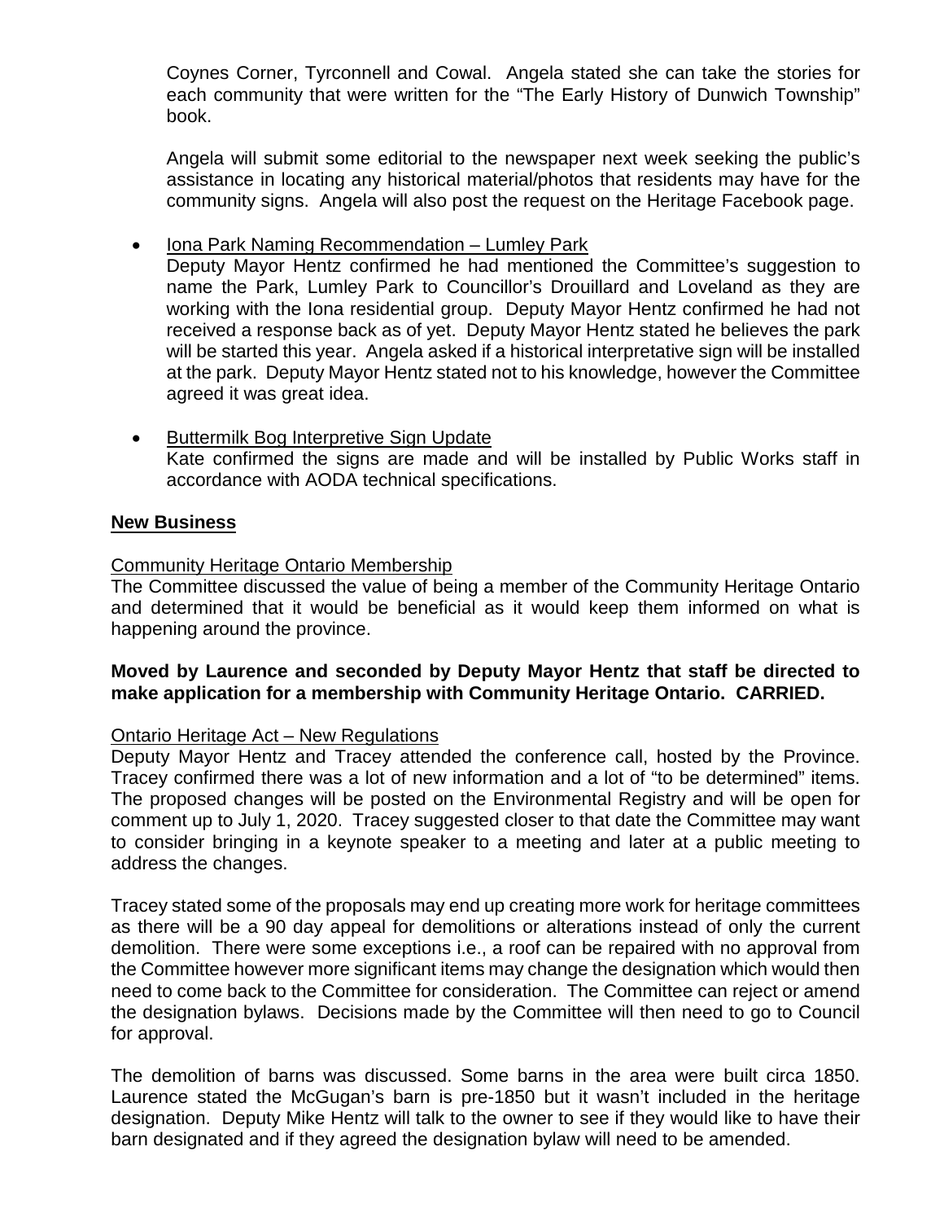Coynes Corner, Tyrconnell and Cowal. Angela stated she can take the stories for each community that were written for the "The Early History of Dunwich Township" book.

Angela will submit some editorial to the newspaper next week seeking the public's assistance in locating any historical material/photos that residents may have for the community signs. Angela will also post the request on the Heritage Facebook page.

- Iona Park Naming Recommendation – Lumley Park
  Deputy Mayor Hentz confirmed he had mentioned the Committee's suggestion to name the Park, Lumley Park to Councillor's Drouillard and Loveland as they are working with the Iona residential group. Deputy Mayor Hentz confirmed he had not received a response back as of yet. Deputy Mayor Hentz stated he believes the park will be started this year. Angela asked if a historical interpretative sign will be installed at the park. Deputy Mayor Hentz stated not to his knowledge, however the Committee agreed it was great idea.

- Buttermilk Bog Interpretive Sign Update
  Kate confirmed the signs are made and will be installed by Public Works staff in accordance with AODA technical specifications.

## New Business

Community Heritage Ontario Membership

The Committee discussed the value of being a member of the Community Heritage Ontario and determined that it would be beneficial as it would keep them informed on what is happening around the province.

**Moved by Laurence and seconded by Deputy Mayor Hentz that staff be directed to make application for a membership with Community Heritage Ontario. CARRIED.**

Ontario Heritage Act – New Regulations

Deputy Mayor Hentz and Tracey attended the conference call, hosted by the Province. Tracey confirmed there was a lot of new information and a lot of "to be determined" items. The proposed changes will be posted on the Environmental Registry and will be open for comment up to July 1, 2020. Tracey suggested closer to that date the Committee may want to consider bringing in a keynote speaker to a meeting and later at a public meeting to address the changes.

Tracey stated some of the proposals may end up creating more work for heritage committees as there will be a 90 day appeal for demolitions or alterations instead of only the current demolition. There were some exceptions i.e., a roof can be repaired with no approval from the Committee however more significant items may change the designation which would then need to come back to the Committee for consideration. The Committee can reject or amend the designation bylaws. Decisions made by the Committee will then need to go to Council for approval.

The demolition of barns was discussed. Some barns in the area were built circa 1850. Laurence stated the McGugan's barn is pre-1850 but it wasn't included in the heritage designation. Deputy Mike Hentz will talk to the owner to see if they would like to have their barn designated and if they agreed the designation bylaw will need to be amended.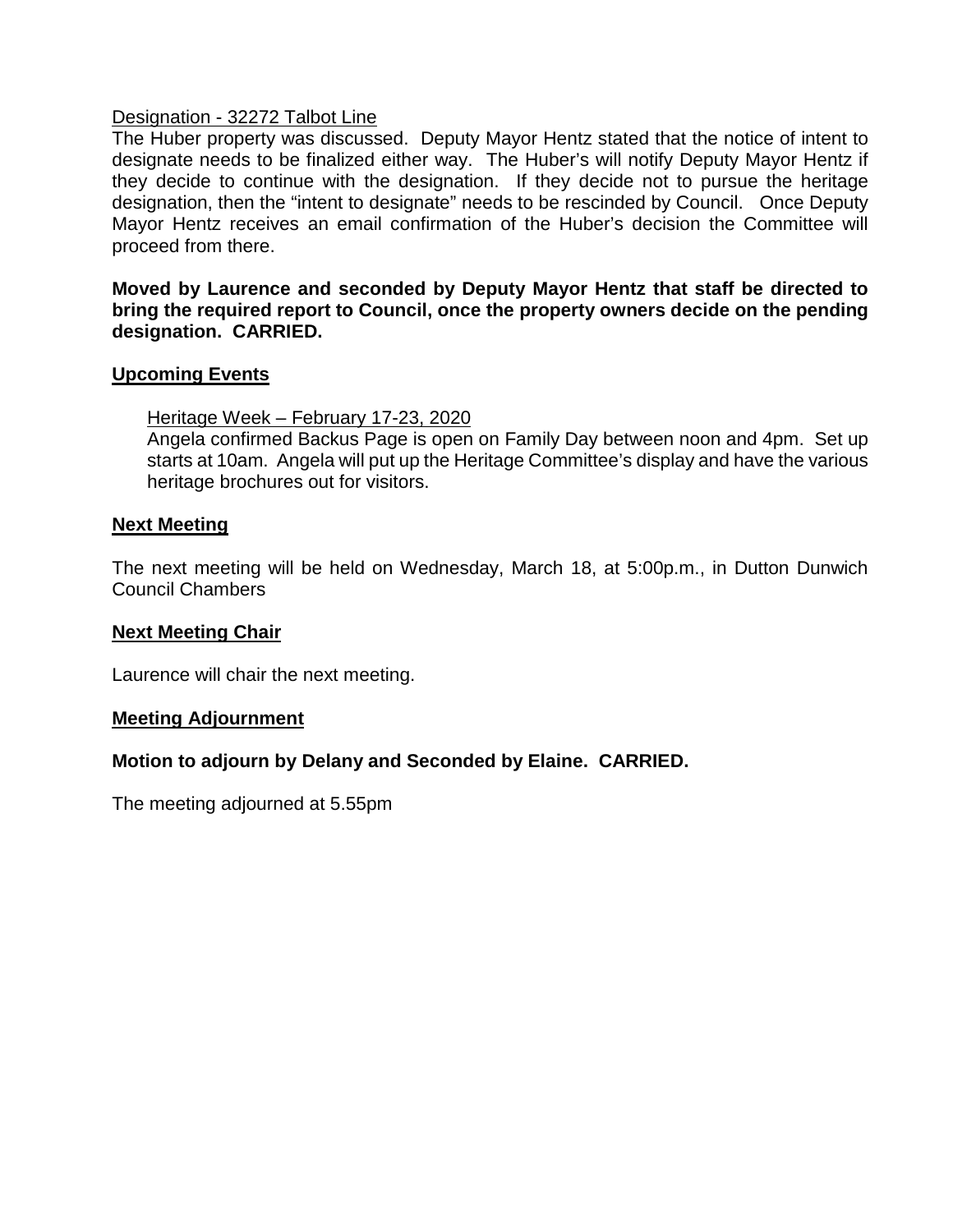Designation - 32272 Talbot Line

The Huber property was discussed. Deputy Mayor Hentz stated that the notice of intent to designate needs to be finalized either way. The Huber's will notify Deputy Mayor Hentz if they decide to continue with the designation. If they decide not to pursue the heritage designation, then the "intent to designate" needs to be rescinded by Council. Once Deputy Mayor Hentz receives an email confirmation of the Huber's decision the Committee will proceed from there.

**Moved by Laurence and seconded by Deputy Mayor Hentz that staff be directed to bring the required report to Council, once the property owners decide on the pending designation. CARRIED.**

## Upcoming Events

Heritage Week – February 17-23, 2020

Angela confirmed Backus Page is open on Family Day between noon and 4pm. Set up starts at 10am. Angela will put up the Heritage Committee's display and have the various heritage brochures out for visitors.

## Next Meeting

The next meeting will be held on Wednesday, March 18, at 5:00p.m., in Dutton Dunwich Council Chambers

## Next Meeting Chair

Laurence will chair the next meeting.

## Meeting Adjournment

**Motion to adjourn by Delany and Seconded by Elaine. CARRIED.**

The meeting adjourned at 5.55pm